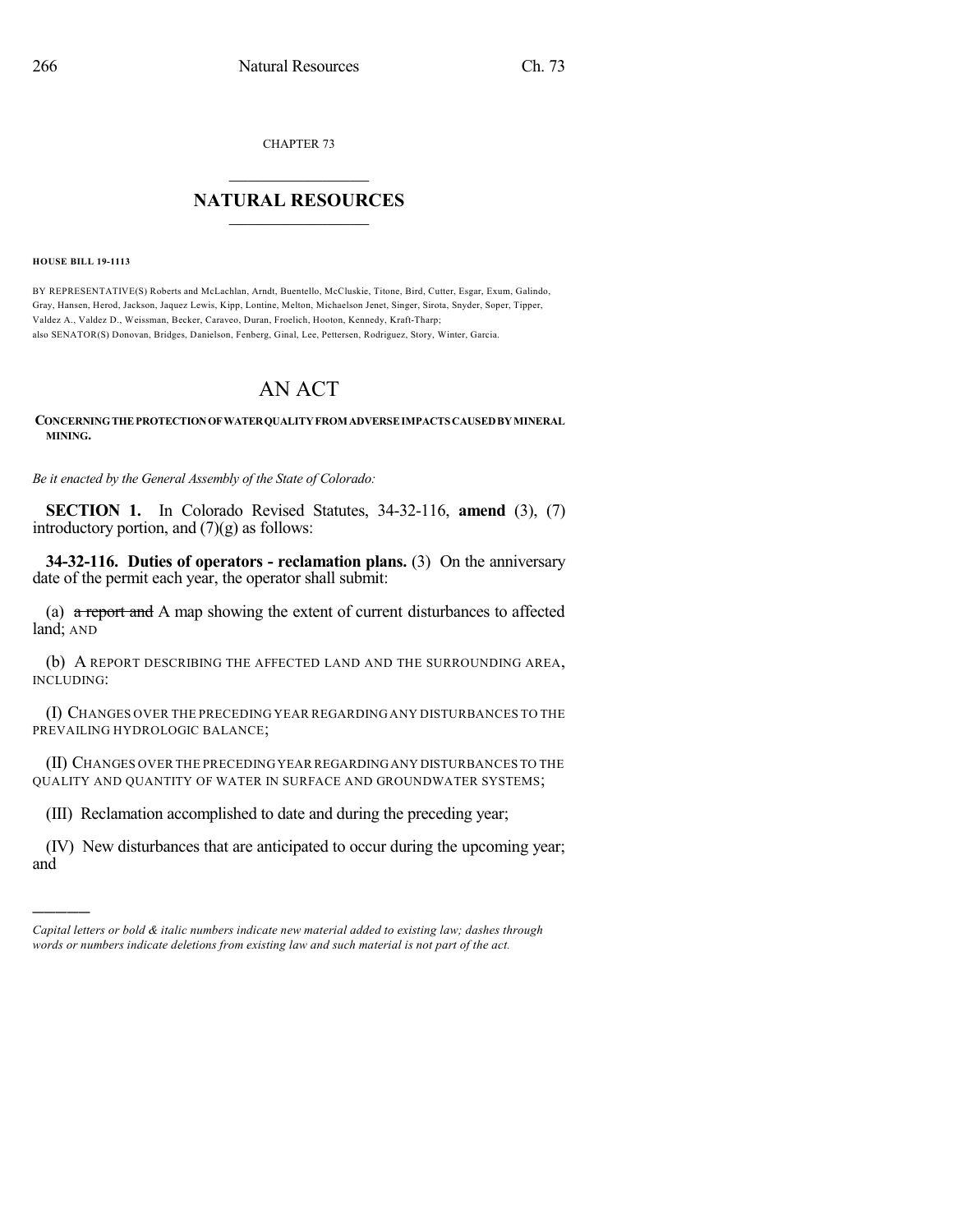CHAPTER 73

## NATURAL RESOURCES

**HOUSE BILL 19-1113**

BY REPRESENTATIVE(S) Roberts and McLachlan, Arndt, Buentello, McCluskie, Titone, Bird, Cutter, Esgar, Exum, Galindo, Gray, Hansen, Herod, Jackson, Jaquez Lewis, Kipp, Lontine, Melton, Michaelson Jenet, Singer, Sirota, Snyder, Soper, Tipper, Valdez A., Valdez D., Weissman, Becker, Caraveo, Duran, Froelich, Hooton, Kennedy, Kraft-Tharp; also SENATOR(S) Donovan, Bridges, Danielson, Fenberg, Ginal, Lee, Pettersen, Rodriguez, Story, Winter, Garcia.

# AN ACT

**CONCERNING THE PROTECTION OF WATER QUALITY FROM ADVERSE IMPACTS CAUSED BY MINERAL MINING.**

*Be it enacted by the General Assembly of the State of Colorado:*

**SECTION 1.** In Colorado Revised Statutes, 34-32-116, **amend** (3), (7) introductory portion, and (7)(g) as follows:

**34-32-116. Duties of operators - reclamation plans.** (3) On the anniversary date of the permit each year, the operator shall submit:

(a) ~~a report and~~ A map showing the extent of current disturbances to affected land; AND

(b) A REPORT DESCRIBING THE AFFECTED LAND AND THE SURROUNDING AREA, INCLUDING:

(I) CHANGES OVER THE PRECEDING YEAR REGARDING ANY DISTURBANCES TO THE PREVAILING HYDROLOGIC BALANCE;

(II) CHANGES OVER THE PRECEDING YEAR REGARDING ANY DISTURBANCES TO THE QUALITY AND QUANTITY OF WATER IN SURFACE AND GROUNDWATER SYSTEMS;

(III) Reclamation accomplished to date and during the preceding year;

(IV) New disturbances that are anticipated to occur during the upcoming year; and

*Capital letters or bold & italic numbers indicate new material added to existing law; dashes through words or numbers indicate deletions from existing law and such material is not part of the act.*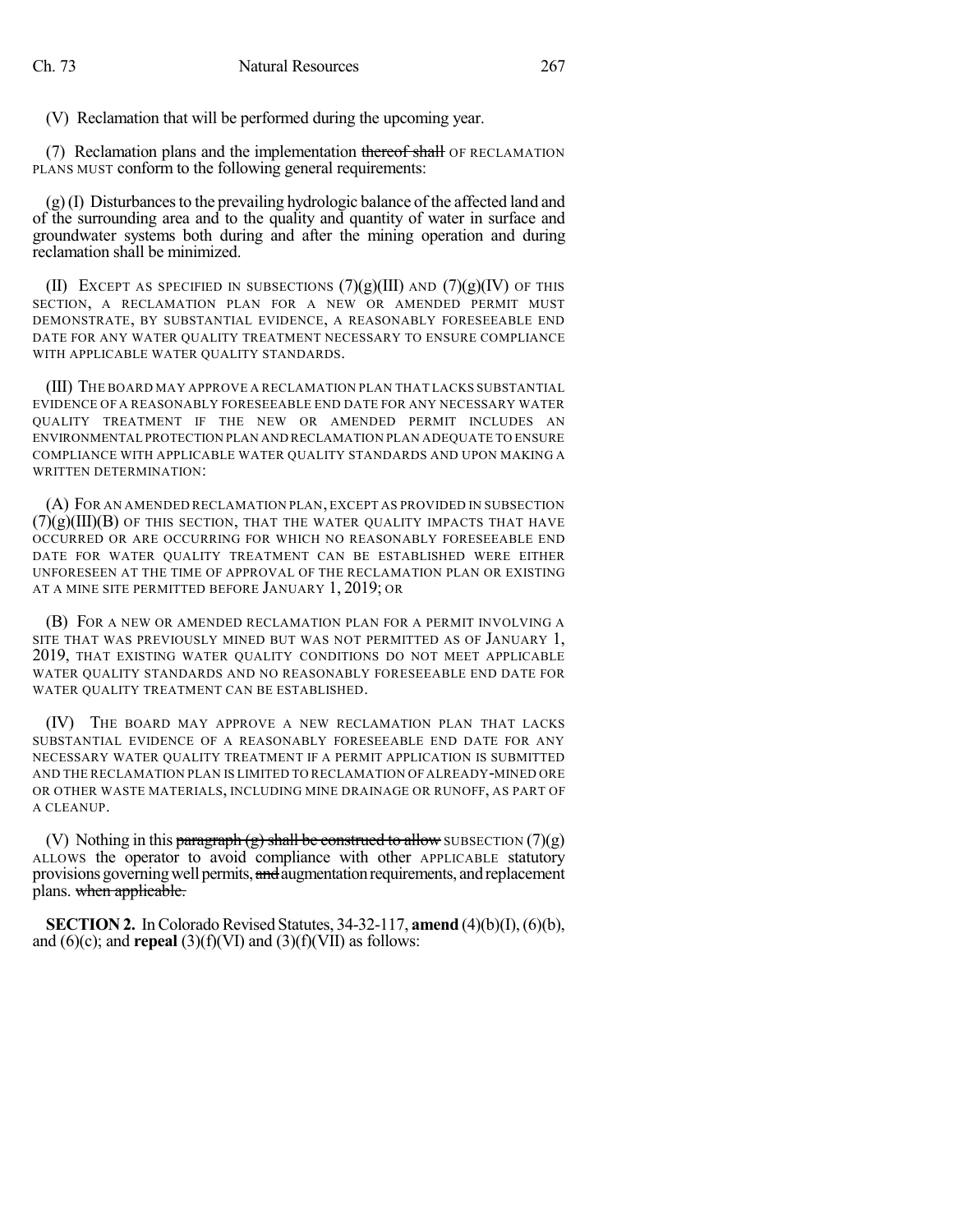(V) Reclamation that will be performed during the upcoming year.

(7) Reclamation plans and the implementation ~~thereof shall~~ OF RECLAMATION PLANS MUST conform to the following general requirements:

(g) (I) Disturbances to the prevailing hydrologic balance of the affected land and of the surrounding area and to the quality and quantity of water in surface and groundwater systems both during and after the mining operation and during reclamation shall be minimized.

(II) EXCEPT AS SPECIFIED IN SUBSECTIONS (7)(g)(III) AND (7)(g)(IV) OF THIS SECTION, A RECLAMATION PLAN FOR A NEW OR AMENDED PERMIT MUST DEMONSTRATE, BY SUBSTANTIAL EVIDENCE, A REASONABLY FORESEEABLE END DATE FOR ANY WATER QUALITY TREATMENT NECESSARY TO ENSURE COMPLIANCE WITH APPLICABLE WATER QUALITY STANDARDS.

(III) THE BOARD MAY APPROVE A RECLAMATION PLAN THAT LACKS SUBSTANTIAL EVIDENCE OF A REASONABLY FORESEEABLE END DATE FOR ANY NECESSARY WATER QUALITY TREATMENT IF THE NEW OR AMENDED PERMIT INCLUDES AN ENVIRONMENTAL PROTECTION PLAN AND RECLAMATION PLAN ADEQUATE TO ENSURE COMPLIANCE WITH APPLICABLE WATER QUALITY STANDARDS AND UPON MAKING A WRITTEN DETERMINATION:

(A) FOR AN AMENDED RECLAMATION PLAN, EXCEPT AS PROVIDED IN SUBSECTION (7)(g)(III)(B) OF THIS SECTION, THAT THE WATER QUALITY IMPACTS THAT HAVE OCCURRED OR ARE OCCURRING FOR WHICH NO REASONABLY FORESEEABLE END DATE FOR WATER QUALITY TREATMENT CAN BE ESTABLISHED WERE EITHER UNFORESEEN AT THE TIME OF APPROVAL OF THE RECLAMATION PLAN OR EXISTING AT A MINE SITE PERMITTED BEFORE JANUARY 1, 2019; OR

(B) FOR A NEW OR AMENDED RECLAMATION PLAN FOR A PERMIT INVOLVING A SITE THAT WAS PREVIOUSLY MINED BUT WAS NOT PERMITTED AS OF JANUARY 1, 2019, THAT EXISTING WATER QUALITY CONDITIONS DO NOT MEET APPLICABLE WATER QUALITY STANDARDS AND NO REASONABLY FORESEEABLE END DATE FOR WATER QUALITY TREATMENT CAN BE ESTABLISHED.

(IV) THE BOARD MAY APPROVE A NEW RECLAMATION PLAN THAT LACKS SUBSTANTIAL EVIDENCE OF A REASONABLY FORESEEABLE END DATE FOR ANY NECESSARY WATER QUALITY TREATMENT IF A PERMIT APPLICATION IS SUBMITTED AND THE RECLAMATION PLAN IS LIMITED TO RECLAMATION OF ALREADY-MINED ORE OR OTHER WASTE MATERIALS, INCLUDING MINE DRAINAGE OR RUNOFF, AS PART OF A CLEANUP.

(V) Nothing in this ~~paragraph (g) shall be construed to allow~~ SUBSECTION (7)(g) ALLOWS the operator to avoid compliance with other APPLICABLE statutory provisions governing well permits, ~~and~~ augmentation requirements, and replacement plans. ~~when applicable.~~

**SECTION 2.** In Colorado Revised Statutes, 34-32-117, **amend** (4)(b)(I), (6)(b), and (6)(c); and **repeal** (3)(f)(VI) and (3)(f)(VII) as follows: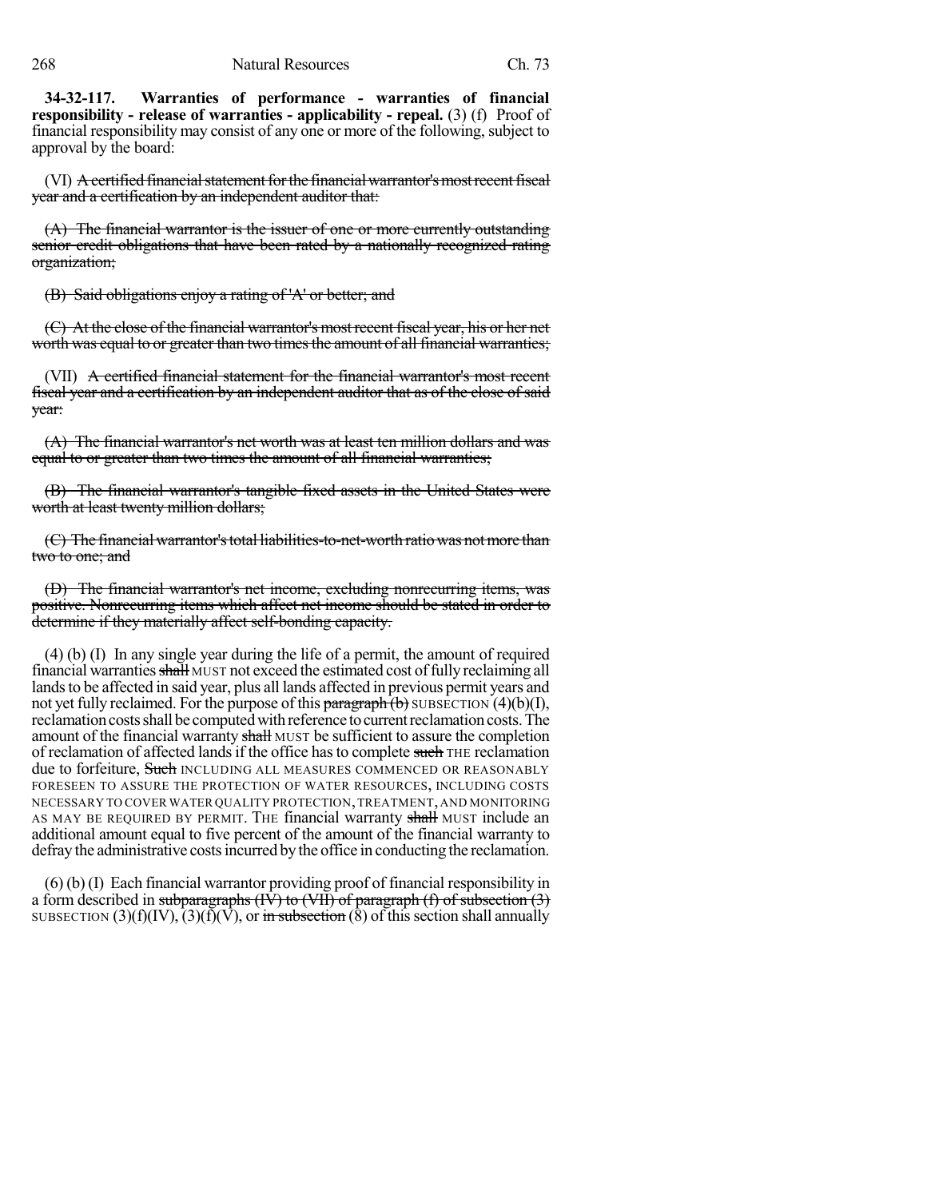**34-32-117. Warranties of performance - warranties of financial responsibility - release of warranties - applicability - repeal.** (3) (f) Proof of financial responsibility may consist of any one or more of the following, subject to approval by the board:

(VI) ~~A certified financial statement for the financial warrantor's most recent fiscal year and a certification by an independent auditor that:~~

~~(A) The financial warrantor is the issuer of one or more currently outstanding senior credit obligations that have been rated by a nationally recognized rating organization;~~

~~(B) Said obligations enjoy a rating of 'A' or better; and~~

~~(C) At the close of the financial warrantor's most recent fiscal year, his or her net worth was equal to or greater than two times the amount of all financial warranties;~~

(VII) ~~A certified financial statement for the financial warrantor's most recent fiscal year and a certification by an independent auditor that as of the close of said year:~~

~~(A) The financial warrantor's net worth was at least ten million dollars and was equal to or greater than two times the amount of all financial warranties;~~

~~(B) The financial warrantor's tangible fixed assets in the United States were worth at least twenty million dollars;~~

~~(C) The financial warrantor's total liabilities-to-net-worth ratio was not more than two to one; and~~

~~(D) The financial warrantor's net income, excluding nonrecurring items, was positive. Nonrecurring items which affect net income should be stated in order to determine if they materially affect self-bonding capacity.~~

(4) (b) (I) In any single year during the life of a permit, the amount of required financial warranties ~~shall~~ MUST not exceed the estimated cost of fully reclaiming all lands to be affected in said year, plus all lands affected in previous permit years and not yet fully reclaimed. For the purpose of this ~~paragraph (b)~~ SUBSECTION (4)(b)(I), reclamation costs shall be computed with reference to current reclamation costs. The amount of the financial warranty ~~shall~~ MUST be sufficient to assure the completion of reclamation of affected lands if the office has to complete ~~such~~ THE reclamation due to forfeiture, ~~Such~~ INCLUDING ALL MEASURES COMMENCED OR REASONABLY FORESEEN TO ASSURE THE PROTECTION OF WATER RESOURCES, INCLUDING COSTS NECESSARY TO COVER WATER QUALITY PROTECTION, TREATMENT, AND MONITORING AS MAY BE REQUIRED BY PERMIT. THE financial warranty ~~shall~~ MUST include an additional amount equal to five percent of the amount of the financial warranty to defray the administrative costs incurred by the office in conducting the reclamation.

(6) (b) (I) Each financial warrantor providing proof of financial responsibility in a form described in ~~subparagraphs (IV) to (VII) of paragraph (f) of subsection (3)~~ SUBSECTION (3)(f)(IV), (3)(f)(V), or ~~in subsection~~ (8) of this section shall annually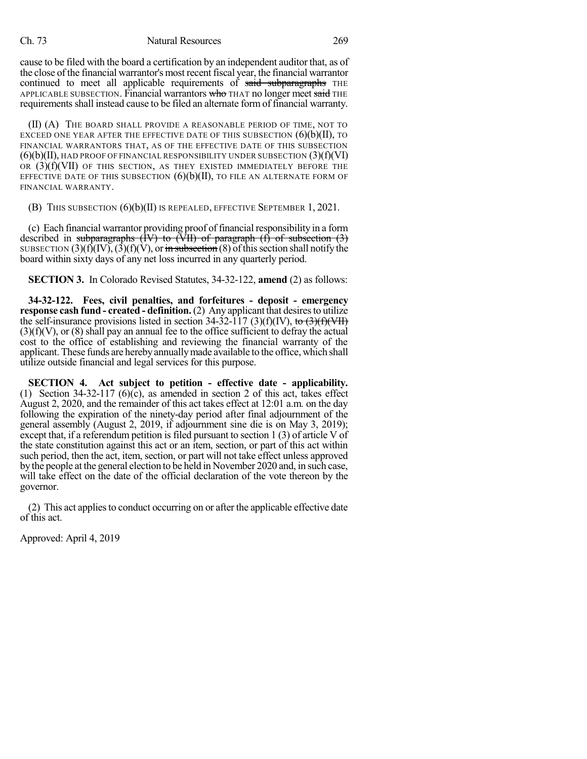cause to be filed with the board a certification by an independent auditor that, as of the close of the financial warrantor's most recent fiscal year, the financial warrantor continued to meet all applicable requirements of ~~said subparagraphs~~ THE APPLICABLE SUBSECTION. Financial warrantors ~~who~~ THAT no longer meet ~~said~~ THE requirements shall instead cause to be filed an alternate form of financial warranty.

(II) (A) THE BOARD SHALL PROVIDE A REASONABLE PERIOD OF TIME, NOT TO EXCEED ONE YEAR AFTER THE EFFECTIVE DATE OF THIS SUBSECTION (6)(b)(II), TO FINANCIAL WARRANTORS THAT, AS OF THE EFFECTIVE DATE OF THIS SUBSECTION (6)(b)(II), HAD PROOF OF FINANCIAL RESPONSIBILITY UNDER SUBSECTION (3)(f)(VI) OR (3)(f)(VII) OF THIS SECTION, AS THEY EXISTED IMMEDIATELY BEFORE THE EFFECTIVE DATE OF THIS SUBSECTION (6)(b)(II), TO FILE AN ALTERNATE FORM OF FINANCIAL WARRANTY.

(B) THIS SUBSECTION (6)(b)(II) IS REPEALED, EFFECTIVE SEPTEMBER 1, 2021.

(c) Each financial warrantor providing proof of financial responsibility in a form described in ~~subparagraphs (IV) to (VII) of paragraph (f) of subsection (3)~~ SUBSECTION (3)(f)(IV), (3)(f)(V), or ~~in subsection~~ (8) of this section shall notify the board within sixty days of any net loss incurred in any quarterly period.

**SECTION 3.** In Colorado Revised Statutes, 34-32-122, **amend** (2) as follows:

**34-32-122. Fees, civil penalties, and forfeitures - deposit - emergency response cash fund - created - definition.** (2) Any applicant that desires to utilize the self-insurance provisions listed in section 34-32-117 (3)(f)(IV), ~~to (3)(f)(VII)~~ (3)(f)(V), or (8) shall pay an annual fee to the office sufficient to defray the actual cost to the office of establishing and reviewing the financial warranty of the applicant. These funds are hereby annually made available to the office, which shall utilize outside financial and legal services for this purpose.

**SECTION 4. Act subject to petition - effective date - applicability.** (1) Section 34-32-117 (6)(c), as amended in section 2 of this act, takes effect August 2, 2020, and the remainder of this act takes effect at 12:01 a.m. on the day following the expiration of the ninety-day period after final adjournment of the general assembly (August 2, 2019, if adjournment sine die is on May 3, 2019); except that, if a referendum petition is filed pursuant to section 1 (3) of article V of the state constitution against this act or an item, section, or part of this act within such period, then the act, item, section, or part will not take effect unless approved by the people at the general election to be held in November 2020 and, in such case, will take effect on the date of the official declaration of the vote thereon by the governor.

(2) This act applies to conduct occurring on or after the applicable effective date of this act.

Approved: April 4, 2019